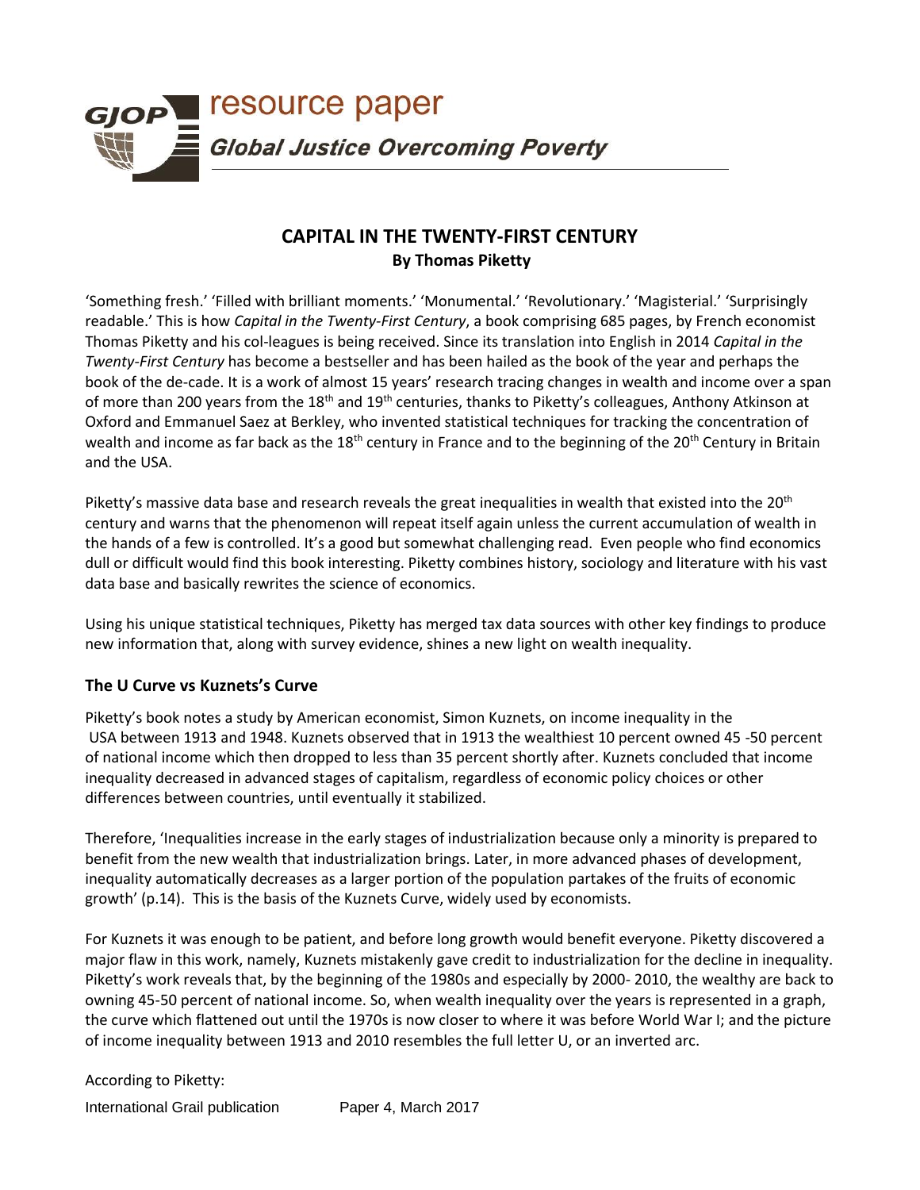# resource paper

## Global Justice Overcoming Poverty

## CAPITAL IN THE TWENTY-FIRST CENTURY

**By Thomas Piketty**

'Something fresh.' 'Filled with brilliant moments.' 'Monumental.' 'Revolutionary.' 'Magisterial.' 'Surprisingly readable.' This is how *Capital in the Twenty-First Century*, a book comprising 685 pages, by French economist Thomas Piketty and his col-leagues is being received. Since its translation into English in 2014 *Capital in the Twenty-First Century* has become a bestseller and has been hailed as the book of the year and perhaps the book of the de-cade. It is a work of almost 15 years' research tracing changes in wealth and income over a span of more than 200 years from the 18th and 19th centuries, thanks to Piketty's colleagues, Anthony Atkinson at Oxford and Emmanuel Saez at Berkley, who invented statistical techniques for tracking the concentration of wealth and income as far back as the 18th century in France and to the beginning of the 20th Century in Britain and the USA.

Piketty's massive data base and research reveals the great inequalities in wealth that existed into the 20th century and warns that the phenomenon will repeat itself again unless the current accumulation of wealth in the hands of a few is controlled. It's a good but somewhat challenging read. Even people who find economics dull or difficult would find this book interesting. Piketty combines history, sociology and literature with his vast data base and basically rewrites the science of economics.

Using his unique statistical techniques, Piketty has merged tax data sources with other key findings to produce new information that, along with survey evidence, shines a new light on wealth inequality.

### The U Curve vs Kuznets's Curve

Piketty's book notes a study by American economist, Simon Kuznets, on income inequality in the USA between 1913 and 1948. Kuznets observed that in 1913 the wealthiest 10 percent owned 45 -50 percent of national income which then dropped to less than 35 percent shortly after. Kuznets concluded that income inequality decreased in advanced stages of capitalism, regardless of economic policy choices or other differences between countries, until eventually it stabilized.

Therefore, 'Inequalities increase in the early stages of industrialization because only a minority is prepared to benefit from the new wealth that industrialization brings. Later, in more advanced phases of development, inequality automatically decreases as a larger portion of the population partakes of the fruits of economic growth' (p.14). This is the basis of the Kuznets Curve, widely used by economists.

For Kuznets it was enough to be patient, and before long growth would benefit everyone. Piketty discovered a major flaw in this work, namely, Kuznets mistakenly gave credit to industrialization for the decline in inequality. Piketty's work reveals that, by the beginning of the 1980s and especially by 2000- 2010, the wealthy are back to owning 45-50 percent of national income. So, when wealth inequality over the years is represented in a graph, the curve which flattened out until the 1970s is now closer to where it was before World War I; and the picture of income inequality between 1913 and 2010 resembles the full letter U, or an inverted arc.

According to Piketty: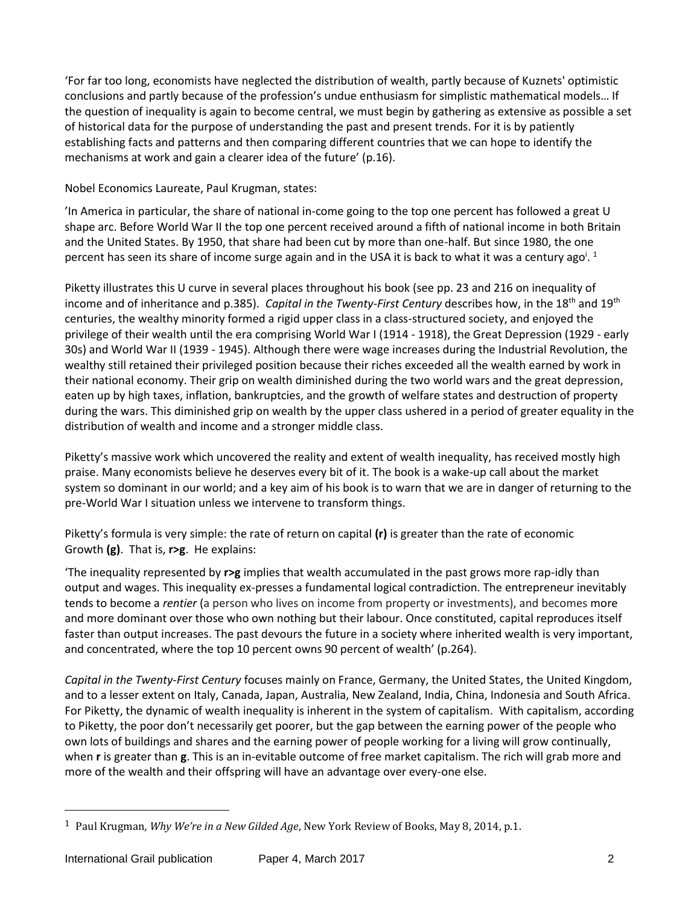'For far too long, economists have neglected the distribution of wealth, partly because of Kuznets' optimistic conclusions and partly because of the profession's undue enthusiasm for simplistic mathematical models… If the question of inequality is again to become central, we must begin by gathering as extensive as possible a set of historical data for the purpose of understanding the past and present trends. For it is by patiently establishing facts and patterns and then comparing different countries that we can hope to identify the mechanisms at work and gain a clearer idea of the future' (p.16).

Nobel Economics Laureate, Paul Krugman, states:

'In America in particular, the share of national in-come going to the top one percent has followed a great U shape arc. Before World War II the top one percent received around a fifth of national income in both Britain and the United States. By 1950, that share had been cut by more than one-half. But since 1980, the one percent has seen its share of income surge again and in the USA it is back to what it was a century ago[i]. [1]

Piketty illustrates this U curve in several places throughout his book (see pp. 23 and 216 on inequality of income and of inheritance and p.385). *Capital in the Twenty-First Century* describes how, in the 18th and 19th centuries, the wealthy minority formed a rigid upper class in a class-structured society, and enjoyed the privilege of their wealth until the era comprising World War I (1914 - 1918), the Great Depression (1929 - early 30s) and World War II (1939 - 1945). Although there were wage increases during the Industrial Revolution, the wealthy still retained their privileged position because their riches exceeded all the wealth earned by work in their national economy. Their grip on wealth diminished during the two world wars and the great depression, eaten up by high taxes, inflation, bankruptcies, and the growth of welfare states and destruction of property during the wars. This diminished grip on wealth by the upper class ushered in a period of greater equality in the distribution of wealth and income and a stronger middle class.

Piketty's massive work which uncovered the reality and extent of wealth inequality, has received mostly high praise. Many economists believe he deserves every bit of it. The book is a wake-up call about the market system so dominant in our world; and a key aim of his book is to warn that we are in danger of returning to the pre-World War I situation unless we intervene to transform things.

Piketty's formula is very simple: the rate of return on capital **(r)** is greater than the rate of economic Growth **(g)**. That is, **r>g**. He explains:

'The inequality represented by **r>g** implies that wealth accumulated in the past grows more rap-idly than output and wages. This inequality ex-presses a fundamental logical contradiction. The entrepreneur inevitably tends to become a *rentier* (a person who lives on income from property or investments), and becomes more and more dominant over those who own nothing but their labour. Once constituted, capital reproduces itself faster than output increases. The past devours the future in a society where inherited wealth is very important, and concentrated, where the top 10 percent owns 90 percent of wealth' (p.264).

*Capital in the Twenty-First Century* focuses mainly on France, Germany, the United States, the United Kingdom, and to a lesser extent on Italy, Canada, Japan, Australia, New Zealand, India, China, Indonesia and South Africa. For Piketty, the dynamic of wealth inequality is inherent in the system of capitalism. With capitalism, according to Piketty, the poor don't necessarily get poorer, but the gap between the earning power of the people who own lots of buildings and shares and the earning power of people working for a living will grow continually, when **r** is greater than **g**. This is an in-evitable outcome of free market capitalism. The rich will grab more and more of the wealth and their offspring will have an advantage over every-one else.

---

[1] Paul Krugman*, Why We're in a New Gilded Age*, New York Review of Books, May 8, 2014, p.1.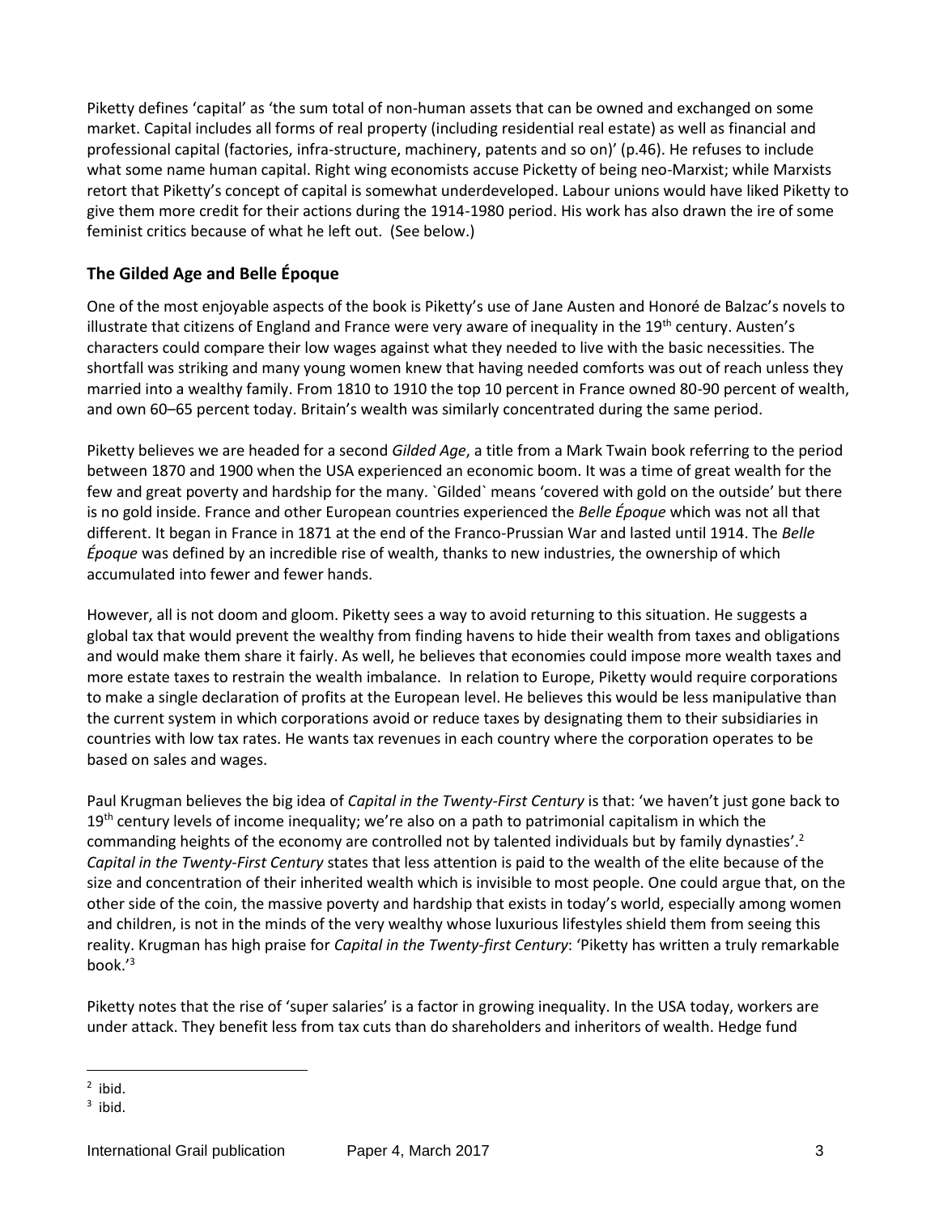Piketty defines 'capital' as 'the sum total of non-human assets that can be owned and exchanged on some market. Capital includes all forms of real property (including residential real estate) as well as financial and professional capital (factories, infra-structure, machinery, patents and so on)' (p.46). He refuses to include what some name human capital. Right wing economists accuse Picketty of being neo-Marxist; while Marxists retort that Piketty's concept of capital is somewhat underdeveloped. Labour unions would have liked Piketty to give them more credit for their actions during the 1914-1980 period. His work has also drawn the ire of some feminist critics because of what he left out. (See below.)

## The Gilded Age and Belle Époque

One of the most enjoyable aspects of the book is Piketty's use of Jane Austen and Honoré de Balzac's novels to illustrate that citizens of England and France were very aware of inequality in the 19th century. Austen's characters could compare their low wages against what they needed to live with the basic necessities. The shortfall was striking and many young women knew that having needed comforts was out of reach unless they married into a wealthy family. From 1810 to 1910 the top 10 percent in France owned 80-90 percent of wealth, and own 60–65 percent today. Britain's wealth was similarly concentrated during the same period.

Piketty believes we are headed for a second *Gilded Age*, a title from a Mark Twain book referring to the period between 1870 and 1900 when the USA experienced an economic boom. It was a time of great wealth for the few and great poverty and hardship for the many. `Gilded` means 'covered with gold on the outside' but there is no gold inside. France and other European countries experienced the *Belle Époque* which was not all that different. It began in France in 1871 at the end of the Franco-Prussian War and lasted until 1914. The *Belle Époque* was defined by an incredible rise of wealth, thanks to new industries, the ownership of which accumulated into fewer and fewer hands.

However, all is not doom and gloom. Piketty sees a way to avoid returning to this situation. He suggests a global tax that would prevent the wealthy from finding havens to hide their wealth from taxes and obligations and would make them share it fairly. As well, he believes that economies could impose more wealth taxes and more estate taxes to restrain the wealth imbalance. In relation to Europe, Piketty would require corporations to make a single declaration of profits at the European level. He believes this would be less manipulative than the current system in which corporations avoid or reduce taxes by designating them to their subsidiaries in countries with low tax rates. He wants tax revenues in each country where the corporation operates to be based on sales and wages.

Paul Krugman believes the big idea of *Capital in the Twenty-First Century* is that: 'we haven't just gone back to 19th century levels of income inequality; we're also on a path to patrimonial capitalism in which the commanding heights of the economy are controlled not by talented individuals but by family dynasties'.[2] *Capital in the Twenty-First Century* states that less attention is paid to the wealth of the elite because of the size and concentration of their inherited wealth which is invisible to most people. One could argue that, on the other side of the coin, the massive poverty and hardship that exists in today's world, especially among women and children, is not in the minds of the very wealthy whose luxurious lifestyles shield them from seeing this reality. Krugman has high praise for *Capital in the Twenty-first Century*: 'Piketty has written a truly remarkable book.'[3]

Piketty notes that the rise of 'super salaries' is a factor in growing inequality. In the USA today, workers are under attack. They benefit less from tax cuts than do shareholders and inheritors of wealth. Hedge fund

---

[2] ibid.

[3] ibid.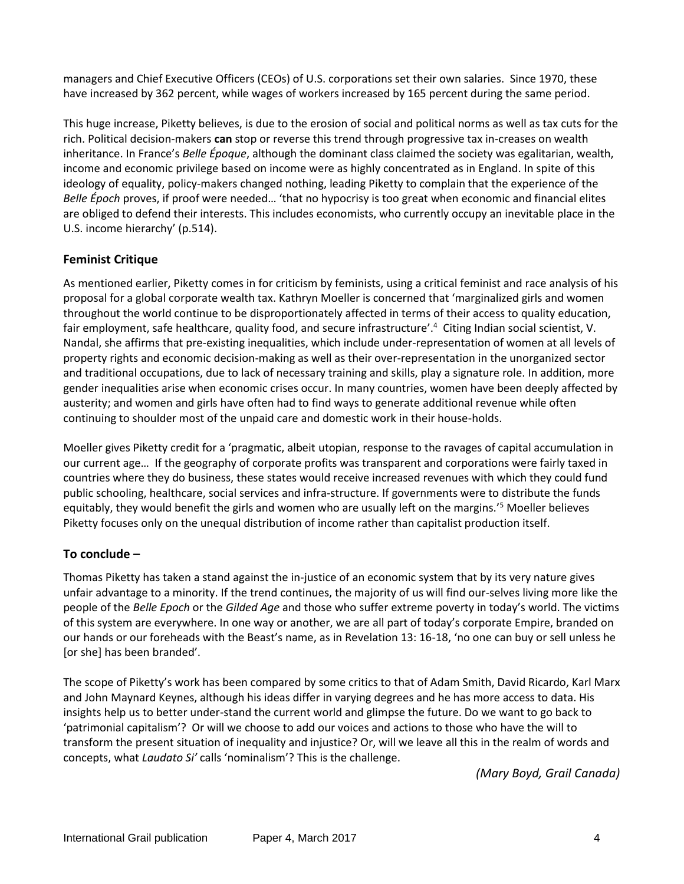managers and Chief Executive Officers (CEOs) of U.S. corporations set their own salaries. Since 1970, these have increased by 362 percent, while wages of workers increased by 165 percent during the same period.

This huge increase, Piketty believes, is due to the erosion of social and political norms as well as tax cuts for the rich. Political decision-makers **can** stop or reverse this trend through progressive tax in-creases on wealth inheritance. In France's *Belle Époque*, although the dominant class claimed the society was egalitarian, wealth, income and economic privilege based on income were as highly concentrated as in England. In spite of this ideology of equality, policy-makers changed nothing, leading Piketty to complain that the experience of the *Belle Époch* proves, if proof were needed… 'that no hypocrisy is too great when economic and financial elites are obliged to defend their interests. This includes economists, who currently occupy an inevitable place in the U.S. income hierarchy' (p.514).

## Feminist Critique

As mentioned earlier, Piketty comes in for criticism by feminists, using a critical feminist and race analysis of his proposal for a global corporate wealth tax. Kathryn Moeller is concerned that 'marginalized girls and women throughout the world continue to be disproportionately affected in terms of their access to quality education, fair employment, safe healthcare, quality food, and secure infrastructure'.[4] Citing Indian social scientist, V. Nandal, she affirms that pre-existing inequalities, which include under-representation of women at all levels of property rights and economic decision-making as well as their over-representation in the unorganized sector and traditional occupations, due to lack of necessary training and skills, play a signature role. In addition, more gender inequalities arise when economic crises occur. In many countries, women have been deeply affected by austerity; and women and girls have often had to find ways to generate additional revenue while often continuing to shoulder most of the unpaid care and domestic work in their house-holds.

Moeller gives Piketty credit for a 'pragmatic, albeit utopian, response to the ravages of capital accumulation in our current age… If the geography of corporate profits was transparent and corporations were fairly taxed in countries where they do business, these states would receive increased revenues with which they could fund public schooling, healthcare, social services and infra-structure. If governments were to distribute the funds equitably, they would benefit the girls and women who are usually left on the margins.'[5] Moeller believes Piketty focuses only on the unequal distribution of income rather than capitalist production itself.

## To conclude –

Thomas Piketty has taken a stand against the in-justice of an economic system that by its very nature gives unfair advantage to a minority. If the trend continues, the majority of us will find our-selves living more like the people of the *Belle Epoch* or the *Gilded Age* and those who suffer extreme poverty in today's world. The victims of this system are everywhere. In one way or another, we are all part of today's corporate Empire, branded on our hands or our foreheads with the Beast's name, as in Revelation 13: 16-18, 'no one can buy or sell unless he [or she] has been branded'.

The scope of Piketty's work has been compared by some critics to that of Adam Smith, David Ricardo, Karl Marx and John Maynard Keynes, although his ideas differ in varying degrees and he has more access to data. His insights help us to better under-stand the current world and glimpse the future. Do we want to go back to 'patrimonial capitalism'? Or will we choose to add our voices and actions to those who have the will to transform the present situation of inequality and injustice? Or, will we leave all this in the realm of words and concepts, what *Laudato Si'* calls 'nominalism'? This is the challenge.

*(Mary Boyd, Grail Canada)*

International Grail publication Paper 4, March 2017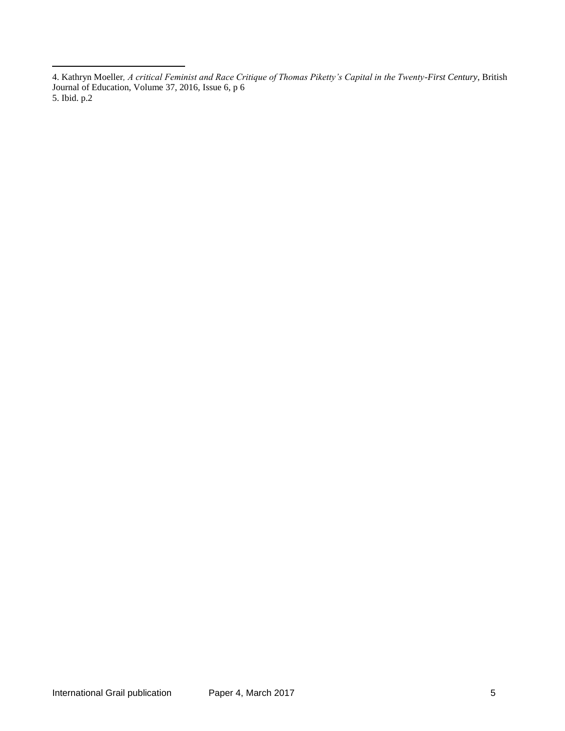4. Kathryn Moeller, *A critical Feminist and Race Critique of Thomas Piketty's Capital in the Twenty-First Century*, British Journal of Education, Volume 37, 2016, Issue 6, p 6

5. Ibid. p.2